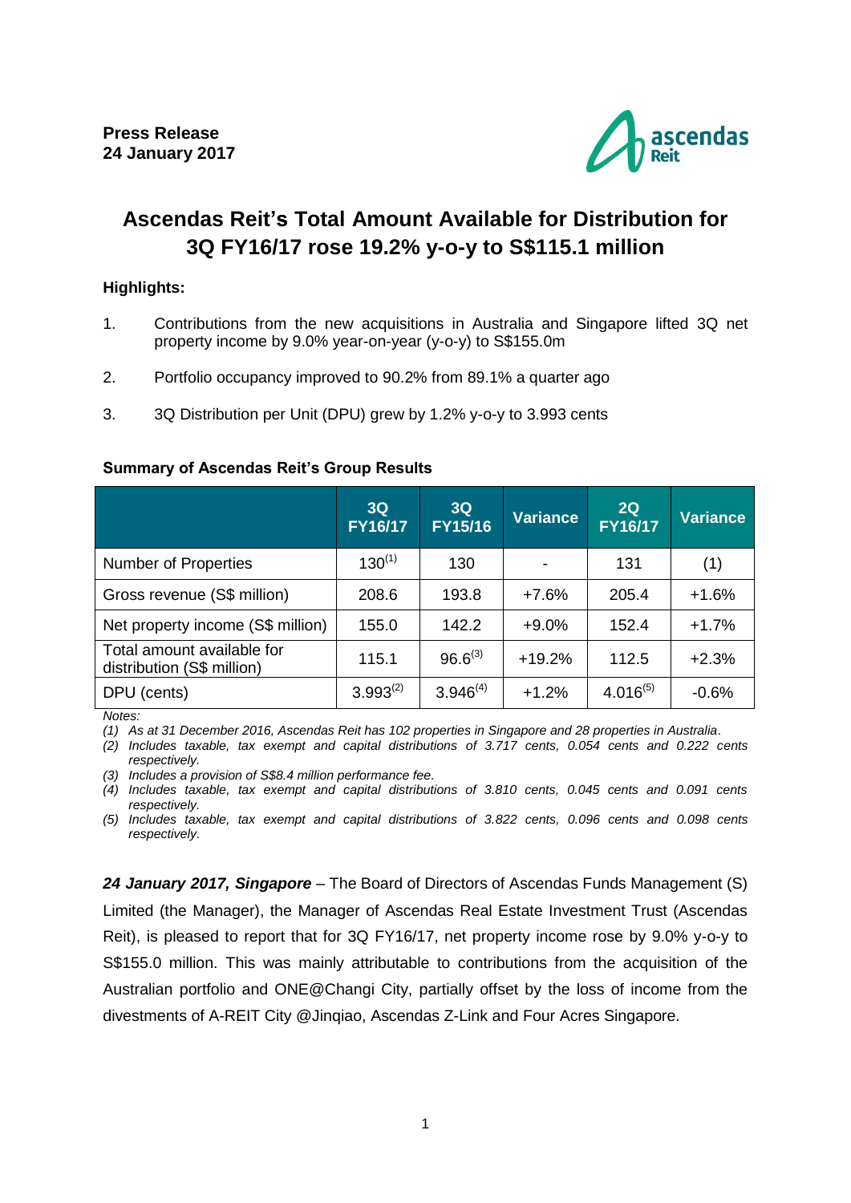**Press Release**
**24 January 2017**

# Ascendas Reit's Total Amount Available for Distribution for 3Q FY16/17 rose 19.2% y-o-y to S$115.1 million

**Highlights:**

1. Contributions from the new acquisitions in Australia and Singapore lifted 3Q net property income by 9.0% year-on-year (y-o-y) to S$155.0m
2. Portfolio occupancy improved to 90.2% from 89.1% a quarter ago
3. 3Q Distribution per Unit (DPU) grew by 1.2% y-o-y to 3.993 cents

**Summary of Ascendas Reit's Group Results**

| | 3Q FY16/17 | 3Q FY15/16 | Variance | 2Q FY16/17 | Variance |
|---|---|---|---|---|---|
| Number of Properties | 130 (1) | 130 | - | 131 | (1) |
| Gross revenue (S$ million) | 208.6 | 193.8 | +7.6% | 205.4 | +1.6% |
| Net property income (S$ million) | 155.0 | 142.2 | +9.0% | 152.4 | +1.7% |
| Total amount available for distribution (S$ million) | 115.1 | 96.6 (3) | +19.2% | 112.5 | +2.3% |
| DPU (cents) | 3.993 (2) | 3.946 (4) | +1.2% | 4.016 (5) | -0.6% |

*Notes:*

*(1) As at 31 December 2016, Ascendas Reit has 102 properties in Singapore and 28 properties in Australia.*

*(2) Includes taxable, tax exempt and capital distributions of 3.717 cents, 0.054 cents and 0.222 cents respectively.*

*(3) Includes a provision of S$8.4 million performance fee.*

*(4) Includes taxable, tax exempt and capital distributions of 3.810 cents, 0.045 cents and 0.091 cents respectively.*

*(5) Includes taxable, tax exempt and capital distributions of 3.822 cents, 0.096 cents and 0.098 cents respectively.*

***24 January 2017, Singapore*** – The Board of Directors of Ascendas Funds Management (S) Limited (the Manager), the Manager of Ascendas Real Estate Investment Trust (Ascendas Reit), is pleased to report that for 3Q FY16/17, net property income rose by 9.0% y-o-y to S$155.0 million. This was mainly attributable to contributions from the acquisition of the Australian portfolio and ONE@Changi City, partially offset by the loss of income from the divestments of A-REIT City @Jinqiao, Ascendas Z-Link and Four Acres Singapore.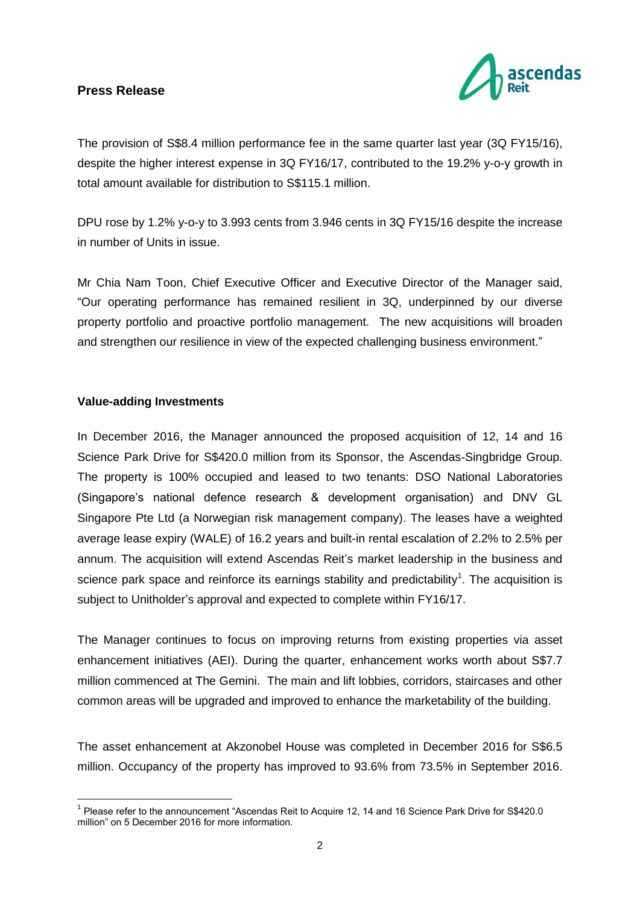**Press Release**

The provision of S$8.4 million performance fee in the same quarter last year (3Q FY15/16), despite the higher interest expense in 3Q FY16/17, contributed to the 19.2% y-o-y growth in total amount available for distribution to S$115.1 million.

DPU rose by 1.2% y-o-y to 3.993 cents from 3.946 cents in 3Q FY15/16 despite the increase in number of Units in issue.

Mr Chia Nam Toon, Chief Executive Officer and Executive Director of the Manager said, "Our operating performance has remained resilient in 3Q, underpinned by our diverse property portfolio and proactive portfolio management. The new acquisitions will broaden and strengthen our resilience in view of the expected challenging business environment."

**Value-adding Investments**

In December 2016, the Manager announced the proposed acquisition of 12, 14 and 16 Science Park Drive for S$420.0 million from its Sponsor, the Ascendas-Singbridge Group. The property is 100% occupied and leased to two tenants: DSO National Laboratories (Singapore's national defence research & development organisation) and DNV GL Singapore Pte Ltd (a Norwegian risk management company). The leases have a weighted average lease expiry (WALE) of 16.2 years and built-in rental escalation of 2.2% to 2.5% per annum. The acquisition will extend Ascendas Reit's market leadership in the business and science park space and reinforce its earnings stability and predictability[1]. The acquisition is subject to Unitholder's approval and expected to complete within FY16/17.

The Manager continues to focus on improving returns from existing properties via asset enhancement initiatives (AEI). During the quarter, enhancement works worth about S$7.7 million commenced at The Gemini. The main and lift lobbies, corridors, staircases and other common areas will be upgraded and improved to enhance the marketability of the building.

The asset enhancement at Akzonobel House was completed in December 2016 for S$6.5 million. Occupancy of the property has improved to 93.6% from 73.5% in September 2016.

[1] Please refer to the announcement "Ascendas Reit to Acquire 12, 14 and 16 Science Park Drive for S$420.0 million" on 5 December 2016 for more information.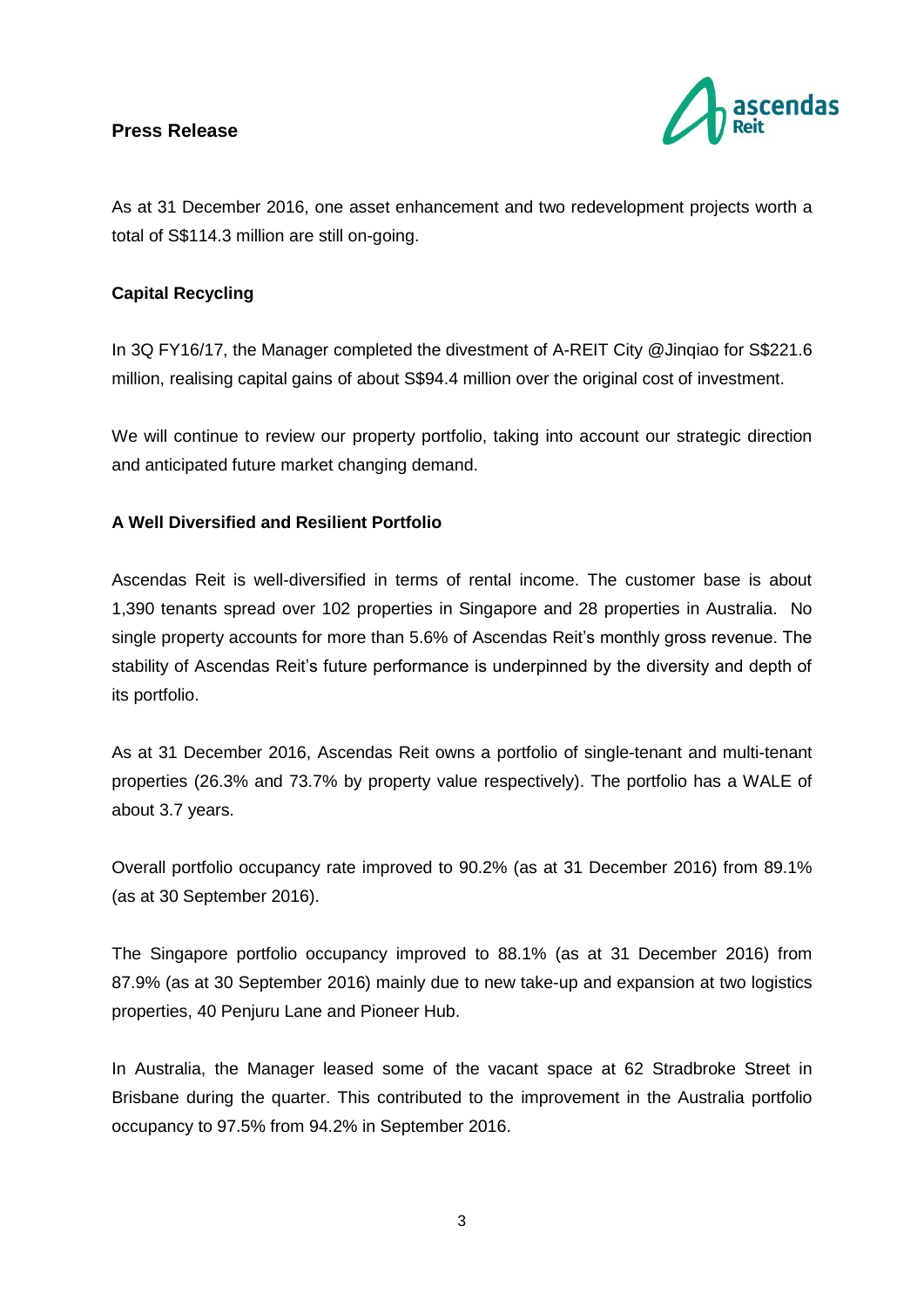**Press Release**

As at 31 December 2016, one asset enhancement and two redevelopment projects worth a total of S$114.3 million are still on-going.

**Capital Recycling**

In 3Q FY16/17, the Manager completed the divestment of A-REIT City @Jinqiao for S$221.6 million, realising capital gains of about S$94.4 million over the original cost of investment.

We will continue to review our property portfolio, taking into account our strategic direction and anticipated future market changing demand.

**A Well Diversified and Resilient Portfolio**

Ascendas Reit is well-diversified in terms of rental income. The customer base is about 1,390 tenants spread over 102 properties in Singapore and 28 properties in Australia. No single property accounts for more than 5.6% of Ascendas Reit's monthly gross revenue. The stability of Ascendas Reit's future performance is underpinned by the diversity and depth of its portfolio.

As at 31 December 2016, Ascendas Reit owns a portfolio of single-tenant and multi-tenant properties (26.3% and 73.7% by property value respectively). The portfolio has a WALE of about 3.7 years.

Overall portfolio occupancy rate improved to 90.2% (as at 31 December 2016) from 89.1% (as at 30 September 2016).

The Singapore portfolio occupancy improved to 88.1% (as at 31 December 2016) from 87.9% (as at 30 September 2016) mainly due to new take-up and expansion at two logistics properties, 40 Penjuru Lane and Pioneer Hub.

In Australia, the Manager leased some of the vacant space at 62 Stradbroke Street in Brisbane during the quarter. This contributed to the improvement in the Australia portfolio occupancy to 97.5% from 94.2% in September 2016.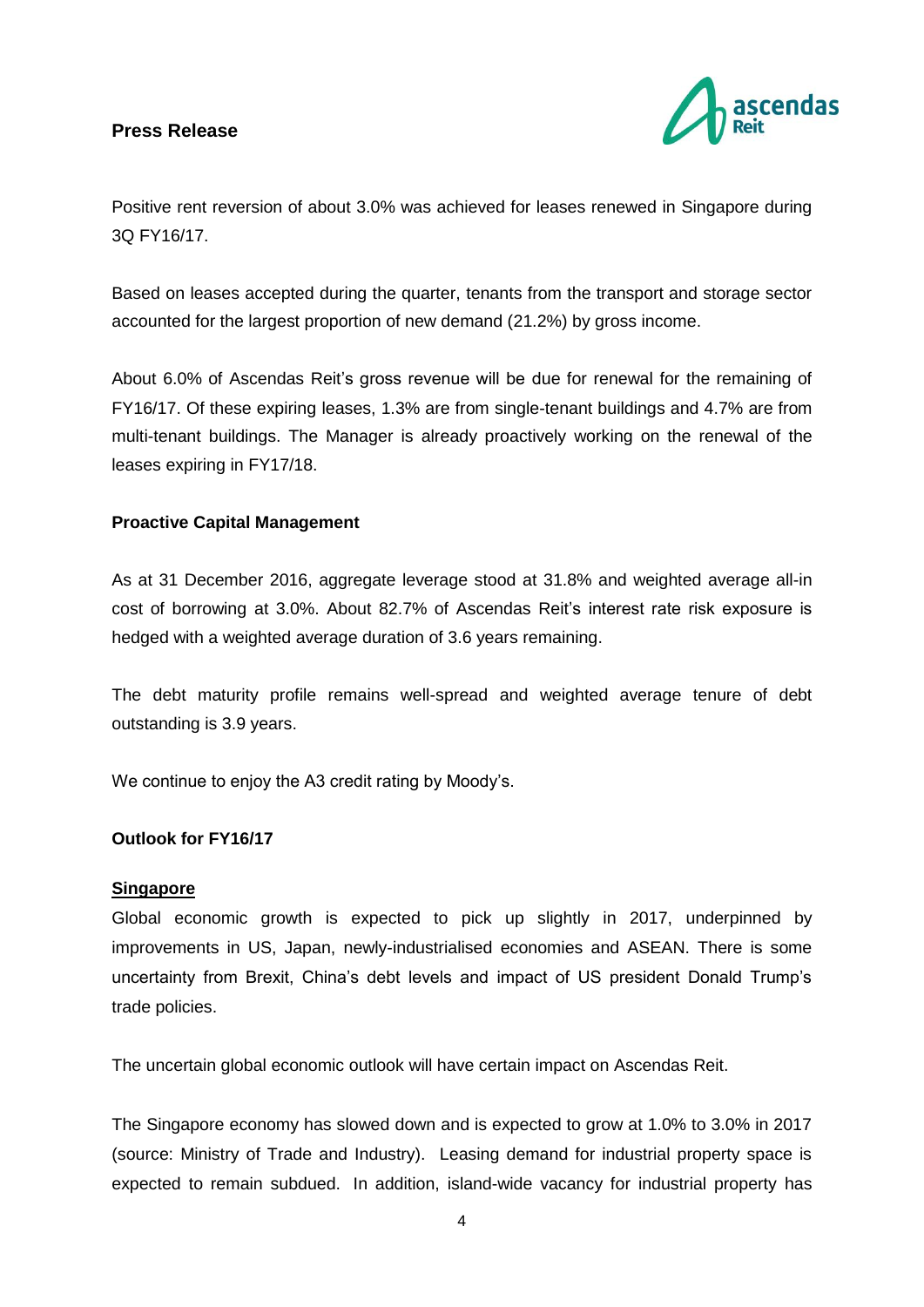Positive rent reversion of about 3.0% was achieved for leases renewed in Singapore during 3Q FY16/17.

Based on leases accepted during the quarter, tenants from the transport and storage sector accounted for the largest proportion of new demand (21.2%) by gross income.

About 6.0% of Ascendas Reit's gross revenue will be due for renewal for the remaining of FY16/17. Of these expiring leases, 1.3% are from single-tenant buildings and 4.7% are from multi-tenant buildings. The Manager is already proactively working on the renewal of the leases expiring in FY17/18.

**Proactive Capital Management**

As at 31 December 2016, aggregate leverage stood at 31.8% and weighted average all-in cost of borrowing at 3.0%. About 82.7% of Ascendas Reit's interest rate risk exposure is hedged with a weighted average duration of 3.6 years remaining.

The debt maturity profile remains well-spread and weighted average tenure of debt outstanding is 3.9 years.

We continue to enjoy the A3 credit rating by Moody's.

**Outlook for FY16/17**

**Singapore**

Global economic growth is expected to pick up slightly in 2017, underpinned by improvements in US, Japan, newly-industrialised economies and ASEAN. There is some uncertainty from Brexit, China's debt levels and impact of US president Donald Trump's trade policies.

The uncertain global economic outlook will have certain impact on Ascendas Reit.

The Singapore economy has slowed down and is expected to grow at 1.0% to 3.0% in 2017 (source: Ministry of Trade and Industry). Leasing demand for industrial property space is expected to remain subdued. In addition, island-wide vacancy for industrial property has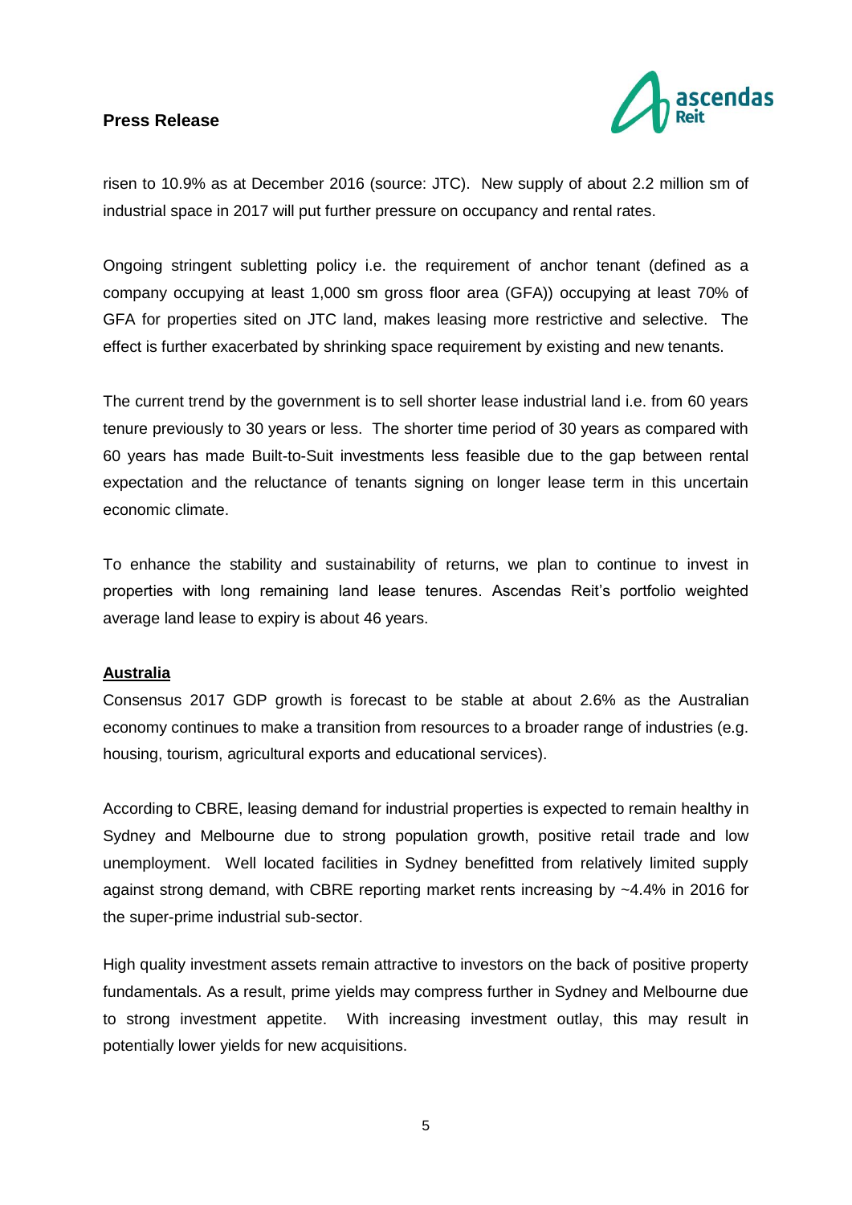risen to 10.9% as at December 2016 (source: JTC). New supply of about 2.2 million sm of industrial space in 2017 will put further pressure on occupancy and rental rates.

Ongoing stringent subletting policy i.e. the requirement of anchor tenant (defined as a company occupying at least 1,000 sm gross floor area (GFA)) occupying at least 70% of GFA for properties sited on JTC land, makes leasing more restrictive and selective. The effect is further exacerbated by shrinking space requirement by existing and new tenants.

The current trend by the government is to sell shorter lease industrial land i.e. from 60 years tenure previously to 30 years or less. The shorter time period of 30 years as compared with 60 years has made Built-to-Suit investments less feasible due to the gap between rental expectation and the reluctance of tenants signing on longer lease term in this uncertain economic climate.

To enhance the stability and sustainability of returns, we plan to continue to invest in properties with long remaining land lease tenures. Ascendas Reit's portfolio weighted average land lease to expiry is about 46 years.

**Australia**

Consensus 2017 GDP growth is forecast to be stable at about 2.6% as the Australian economy continues to make a transition from resources to a broader range of industries (e.g. housing, tourism, agricultural exports and educational services).

According to CBRE, leasing demand for industrial properties is expected to remain healthy in Sydney and Melbourne due to strong population growth, positive retail trade and low unemployment. Well located facilities in Sydney benefitted from relatively limited supply against strong demand, with CBRE reporting market rents increasing by ~4.4% in 2016 for the super-prime industrial sub-sector.

High quality investment assets remain attractive to investors on the back of positive property fundamentals. As a result, prime yields may compress further in Sydney and Melbourne due to strong investment appetite. With increasing investment outlay, this may result in potentially lower yields for new acquisitions.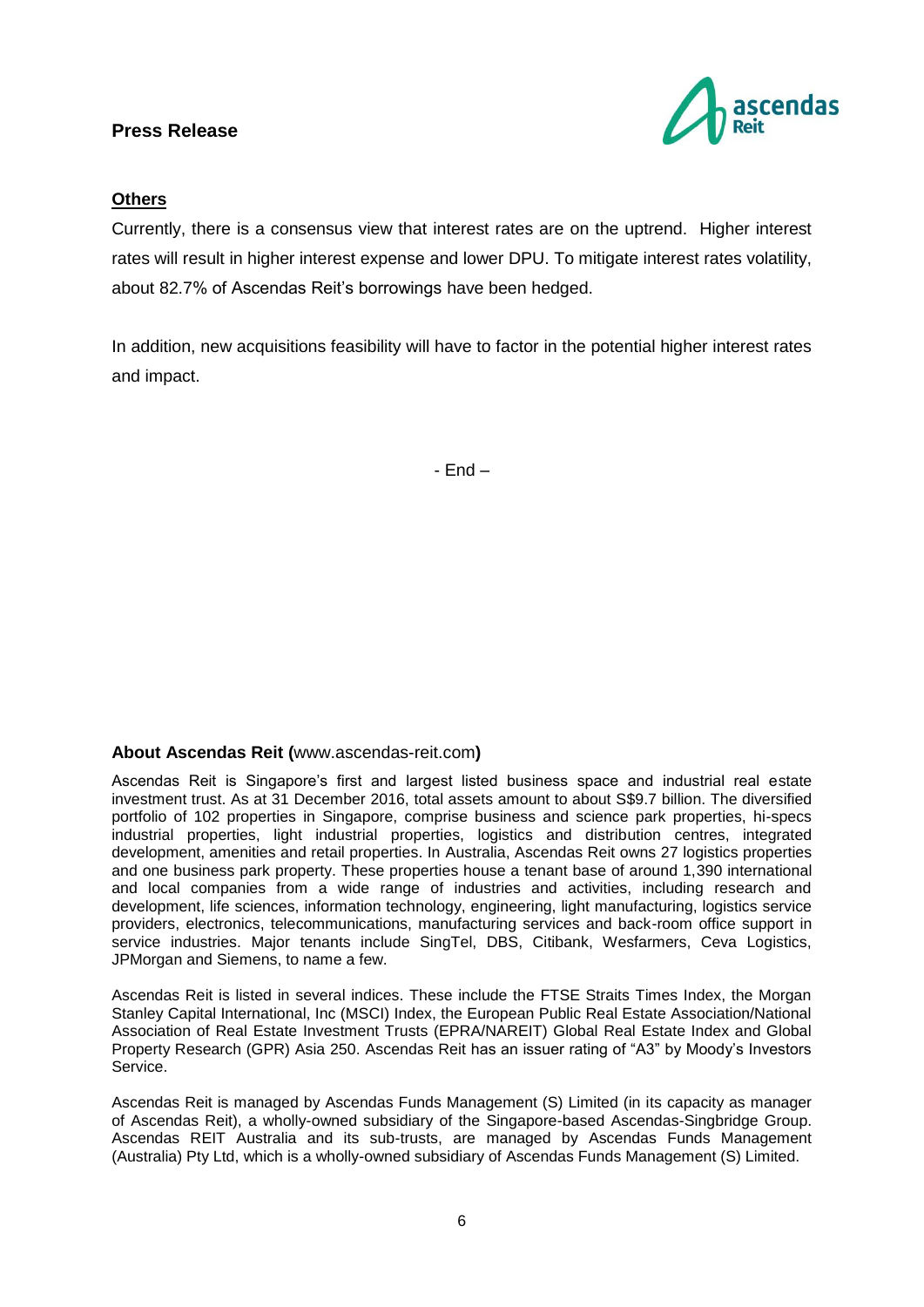**Press Release**

**Others**

Currently, there is a consensus view that interest rates are on the uptrend. Higher interest rates will result in higher interest expense and lower DPU. To mitigate interest rates volatility, about 82.7% of Ascendas Reit's borrowings have been hedged.

In addition, new acquisitions feasibility will have to factor in the potential higher interest rates and impact.

- End –

**About Ascendas Reit (**www.ascendas-reit.com**)**

Ascendas Reit is Singapore's first and largest listed business space and industrial real estate investment trust. As at 31 December 2016, total assets amount to about S$9.7 billion. The diversified portfolio of 102 properties in Singapore, comprise business and science park properties, hi-specs industrial properties, light industrial properties, logistics and distribution centres, integrated development, amenities and retail properties. In Australia, Ascendas Reit owns 27 logistics properties and one business park property. These properties house a tenant base of around 1,390 international and local companies from a wide range of industries and activities, including research and development, life sciences, information technology, engineering, light manufacturing, logistics service providers, electronics, telecommunications, manufacturing services and back-room office support in service industries. Major tenants include SingTel, DBS, Citibank, Wesfarmers, Ceva Logistics, JPMorgan and Siemens, to name a few.

Ascendas Reit is listed in several indices. These include the FTSE Straits Times Index, the Morgan Stanley Capital International, Inc (MSCI) Index, the European Public Real Estate Association/National Association of Real Estate Investment Trusts (EPRA/NAREIT) Global Real Estate Index and Global Property Research (GPR) Asia 250. Ascendas Reit has an issuer rating of "A3" by Moody's Investors Service.

Ascendas Reit is managed by Ascendas Funds Management (S) Limited (in its capacity as manager of Ascendas Reit), a wholly-owned subsidiary of the Singapore-based Ascendas-Singbridge Group. Ascendas REIT Australia and its sub-trusts, are managed by Ascendas Funds Management (Australia) Pty Ltd, which is a wholly-owned subsidiary of Ascendas Funds Management (S) Limited.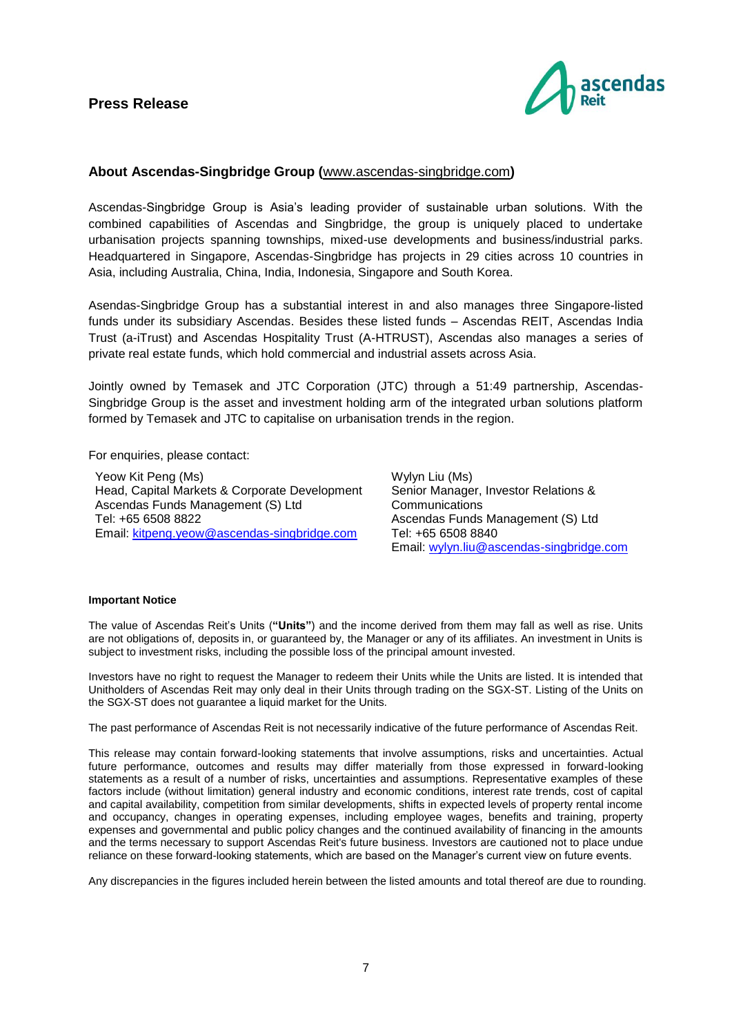**Press Release**

## About Ascendas-Singbridge Group (www.ascendas-singbridge.com)

Ascendas-Singbridge Group is Asia's leading provider of sustainable urban solutions. With the combined capabilities of Ascendas and Singbridge, the group is uniquely placed to undertake urbanisation projects spanning townships, mixed-use developments and business/industrial parks. Headquartered in Singapore, Ascendas-Singbridge has projects in 29 cities across 10 countries in Asia, including Australia, China, India, Indonesia, Singapore and South Korea.

Asendas-Singbridge Group has a substantial interest in and also manages three Singapore-listed funds under its subsidiary Ascendas. Besides these listed funds – Ascendas REIT, Ascendas India Trust (a-iTrust) and Ascendas Hospitality Trust (A-HTRUST), Ascendas also manages a series of private real estate funds, which hold commercial and industrial assets across Asia.

Jointly owned by Temasek and JTC Corporation (JTC) through a 51:49 partnership, Ascendas-Singbridge Group is the asset and investment holding arm of the integrated urban solutions platform formed by Temasek and JTC to capitalise on urbanisation trends in the region.

For enquiries, please contact:

Yeow Kit Peng (Ms)
Head, Capital Markets & Corporate Development
Ascendas Funds Management (S) Ltd
Tel: +65 6508 8822
Email: kitpeng.yeow@ascendas-singbridge.com

Wylyn Liu (Ms)
Senior Manager, Investor Relations & Communications
Ascendas Funds Management (S) Ltd
Tel: +65 6508 8840
Email: wylyn.liu@ascendas-singbridge.com

**Important Notice**

The value of Ascendas Reit's Units (**"Units"**) and the income derived from them may fall as well as rise. Units are not obligations of, deposits in, or guaranteed by, the Manager or any of its affiliates. An investment in Units is subject to investment risks, including the possible loss of the principal amount invested.

Investors have no right to request the Manager to redeem their Units while the Units are listed. It is intended that Unitholders of Ascendas Reit may only deal in their Units through trading on the SGX-ST. Listing of the Units on the SGX-ST does not guarantee a liquid market for the Units.

The past performance of Ascendas Reit is not necessarily indicative of the future performance of Ascendas Reit.

This release may contain forward-looking statements that involve assumptions, risks and uncertainties. Actual future performance, outcomes and results may differ materially from those expressed in forward-looking statements as a result of a number of risks, uncertainties and assumptions. Representative examples of these factors include (without limitation) general industry and economic conditions, interest rate trends, cost of capital and capital availability, competition from similar developments, shifts in expected levels of property rental income and occupancy, changes in operating expenses, including employee wages, benefits and training, property expenses and governmental and public policy changes and the continued availability of financing in the amounts and the terms necessary to support Ascendas Reit's future business. Investors are cautioned not to place undue reliance on these forward-looking statements, which are based on the Manager's current view on future events.

Any discrepancies in the figures included herein between the listed amounts and total thereof are due to rounding.